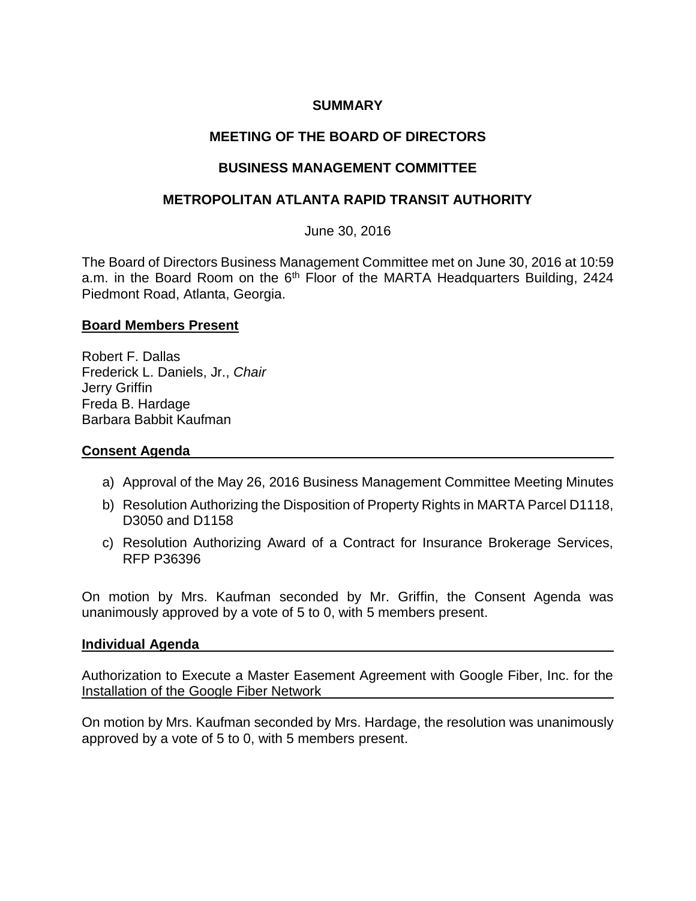# SUMMARY

# MEETING OF THE BOARD OF DIRECTORS

# BUSINESS MANAGEMENT COMMITTEE

# METROPOLITAN ATLANTA RAPID TRANSIT AUTHORITY

June 30, 2016

The Board of Directors Business Management Committee met on June 30, 2016 at 10:59 a.m. in the Board Room on the 6th Floor of the MARTA Headquarters Building, 2424 Piedmont Road, Atlanta, Georgia.

## Board Members Present

Robert F. Dallas
Frederick L. Daniels, Jr., *Chair*
Jerry Griffin
Freda B. Hardage
Barbara Babbit Kaufman

## Consent Agenda

a) Approval of the May 26, 2016 Business Management Committee Meeting Minutes
b) Resolution Authorizing the Disposition of Property Rights in MARTA Parcel D1118, D3050 and D1158
c) Resolution Authorizing Award of a Contract for Insurance Brokerage Services, RFP P36396

On motion by Mrs. Kaufman seconded by Mr. Griffin, the Consent Agenda was unanimously approved by a vote of 5 to 0, with 5 members present.

## Individual Agenda

Authorization to Execute a Master Easement Agreement with Google Fiber, Inc. for the Installation of the Google Fiber Network

On motion by Mrs. Kaufman seconded by Mrs. Hardage, the resolution was unanimously approved by a vote of 5 to 0, with 5 members present.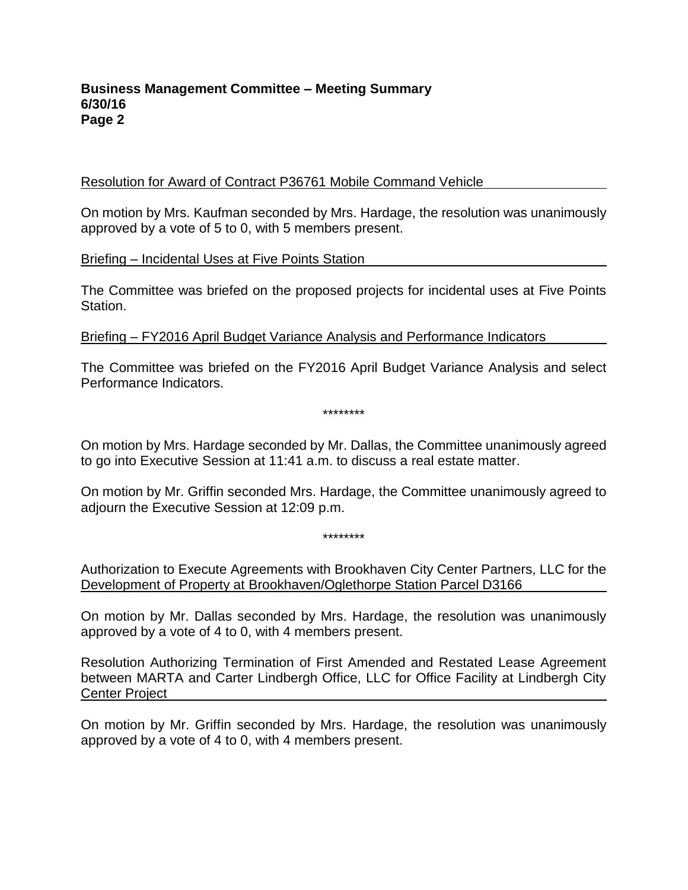Resolution for Award of Contract P36761 Mobile Command Vehicle

On motion by Mrs. Kaufman seconded by Mrs. Hardage, the resolution was unanimously approved by a vote of 5 to 0, with 5 members present.

Briefing – Incidental Uses at Five Points Station

The Committee was briefed on the proposed projects for incidental uses at Five Points Station.

Briefing – FY2016 April Budget Variance Analysis and Performance Indicators

The Committee was briefed on the FY2016 April Budget Variance Analysis and select Performance Indicators.

********

On motion by Mrs. Hardage seconded by Mr. Dallas, the Committee unanimously agreed to go into Executive Session at 11:41 a.m. to discuss a real estate matter.

On motion by Mr. Griffin seconded Mrs. Hardage, the Committee unanimously agreed to adjourn the Executive Session at 12:09 p.m.

********

Authorization to Execute Agreements with Brookhaven City Center Partners, LLC for the Development of Property at Brookhaven/Oglethorpe Station Parcel D3166

On motion by Mr. Dallas seconded by Mrs. Hardage, the resolution was unanimously approved by a vote of 4 to 0, with 4 members present.

Resolution Authorizing Termination of First Amended and Restated Lease Agreement between MARTA and Carter Lindbergh Office, LLC for Office Facility at Lindbergh City Center Project

On motion by Mr. Griffin seconded by Mrs. Hardage, the resolution was unanimously approved by a vote of 4 to 0, with 4 members present.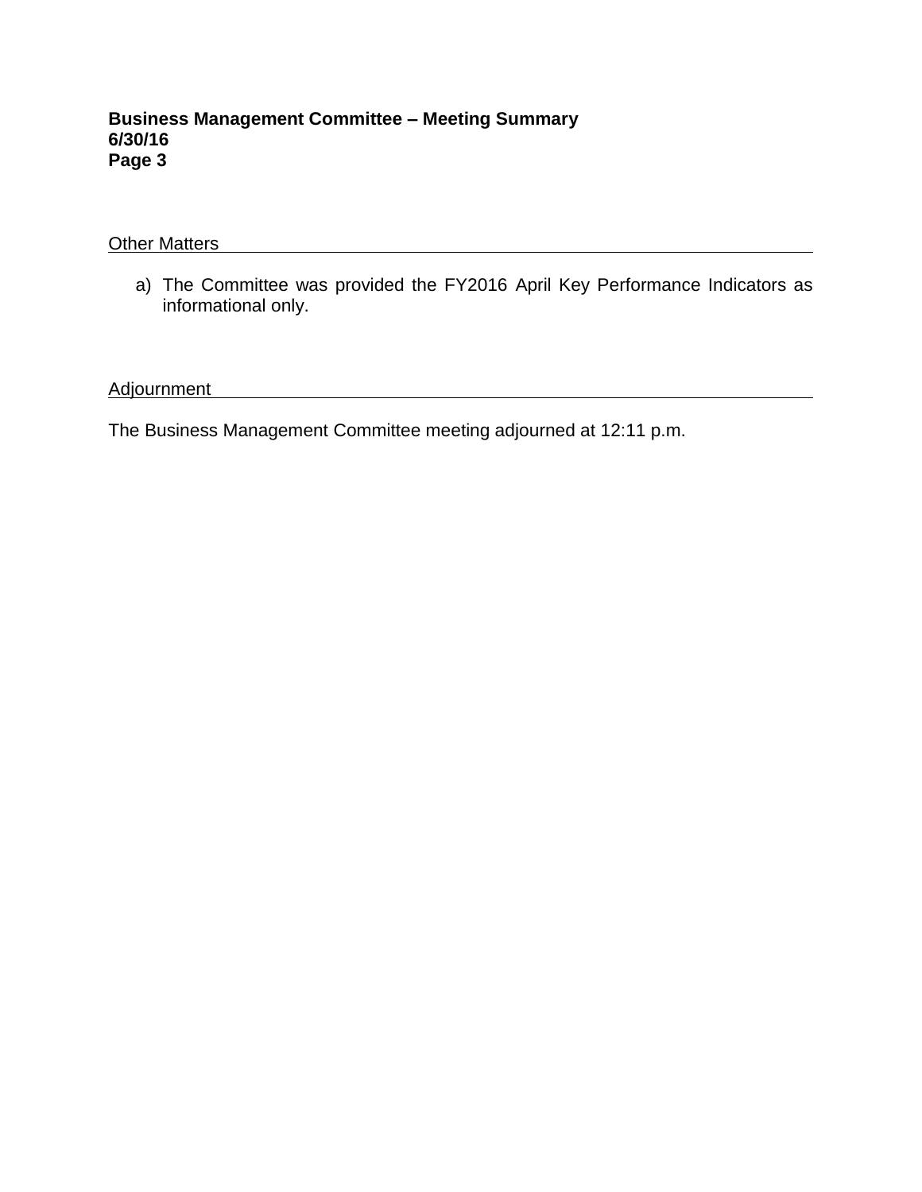Other Matters

a) The Committee was provided the FY2016 April Key Performance Indicators as informational only.

Adjournment

The Business Management Committee meeting adjourned at 12:11 p.m.